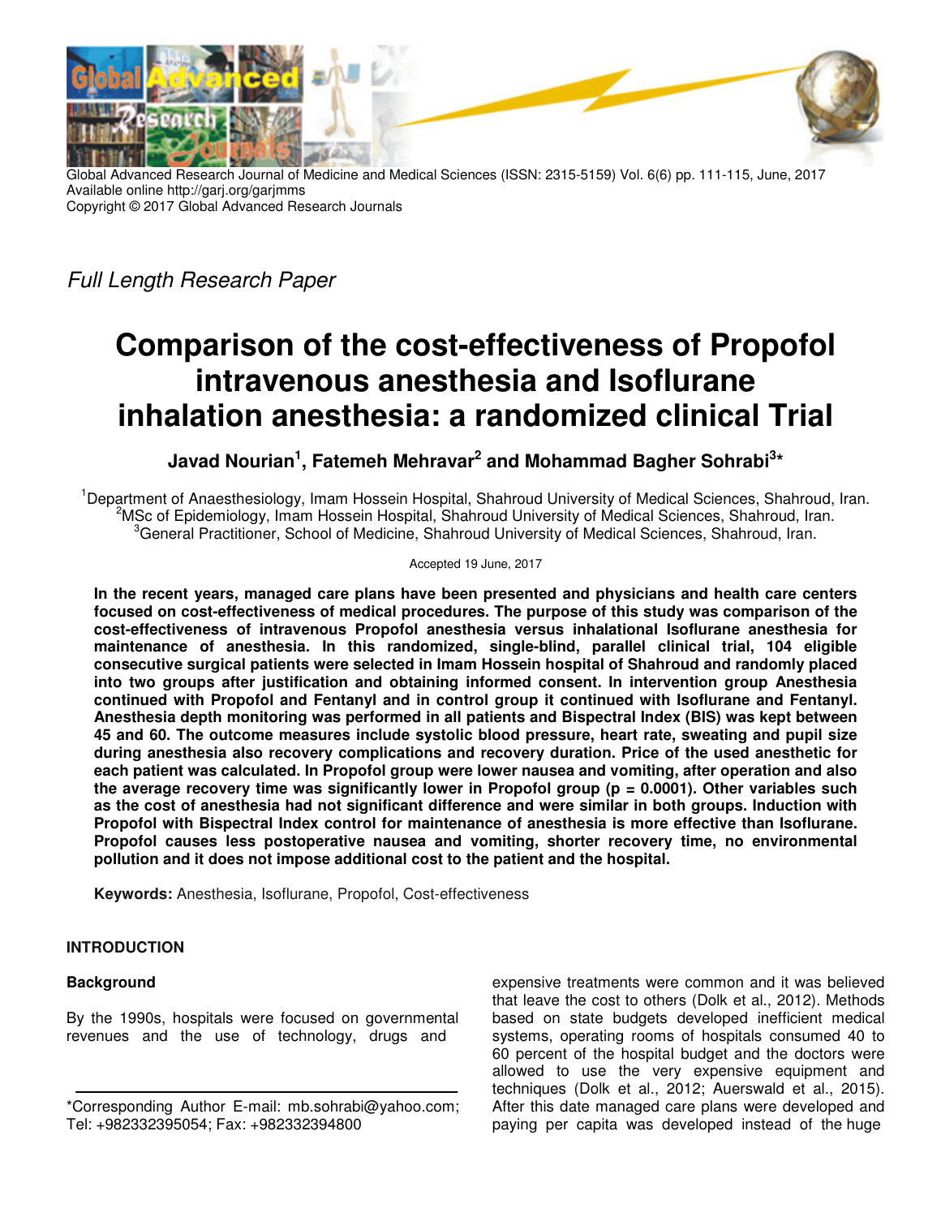Global Advanced Research Journal of Medicine and Medical Sciences (ISSN: 2315-5159) Vol. 6(6) pp. 111-115, June, 2017
Available online http://garj.org/garjmms
Copyright © 2017 Global Advanced Research Journals

*Full Length Research Paper*

# Comparison of the cost-effectiveness of Propofol intravenous anesthesia and Isoflurane inhalation anesthesia: a randomized clinical Trial

**Javad Nourian[1], Fatemeh Mehravar[2] and Mohammad Bagher Sohrabi[3]***

[1]Department of Anaesthesiology, Imam Hossein Hospital, Shahroud University of Medical Sciences, Shahroud, Iran.
[2]MSc of Epidemiology, Imam Hossein Hospital, Shahroud University of Medical Sciences, Shahroud, Iran.
[3]General Practitioner, School of Medicine, Shahroud University of Medical Sciences, Shahroud, Iran.

Accepted 19 June, 2017

**In the recent years, managed care plans have been presented and physicians and health care centers focused on cost-effectiveness of medical procedures. The purpose of this study was comparison of the cost-effectiveness of intravenous Propofol anesthesia versus inhalational Isoflurane anesthesia for maintenance of anesthesia. In this randomized, single-blind, parallel clinical trial, 104 eligible consecutive surgical patients were selected in Imam Hossein hospital of Shahroud and randomly placed into two groups after justification and obtaining informed consent. In intervention group Anesthesia continued with Propofol and Fentanyl and in control group it continued with Isoflurane and Fentanyl. Anesthesia depth monitoring was performed in all patients and Bispectral Index (BIS) was kept between 45 and 60. The outcome measures include systolic blood pressure, heart rate, sweating and pupil size during anesthesia also recovery complications and recovery duration. Price of the used anesthetic for each patient was calculated. In Propofol group were lower nausea and vomiting, after operation and also the average recovery time was significantly lower in Propofol group (p = 0.0001). Other variables such as the cost of anesthesia had not significant difference and were similar in both groups. Induction with Propofol with Bispectral Index control for maintenance of anesthesia is more effective than Isoflurane. Propofol causes less postoperative nausea and vomiting, shorter recovery time, no environmental pollution and it does not impose additional cost to the patient and the hospital.**

**Keywords:** Anesthesia, Isoflurane, Propofol, Cost-effectiveness

## INTRODUCTION

### Background

By the 1990s, hospitals were focused on governmental revenues and the use of technology, drugs and expensive treatments were common and it was believed that leave the cost to others (Dolk et al., 2012). Methods based on state budgets developed inefficient medical systems, operating rooms of hospitals consumed 40 to 60 percent of the hospital budget and the doctors were allowed to use the very expensive equipment and techniques (Dolk et al., 2012; Auerswald et al., 2015). After this date managed care plans were developed and paying per capita was developed instead of the huge

*Corresponding Author E-mail: mb.sohrabi@yahoo.com; Tel: +982332395054; Fax: +982332394800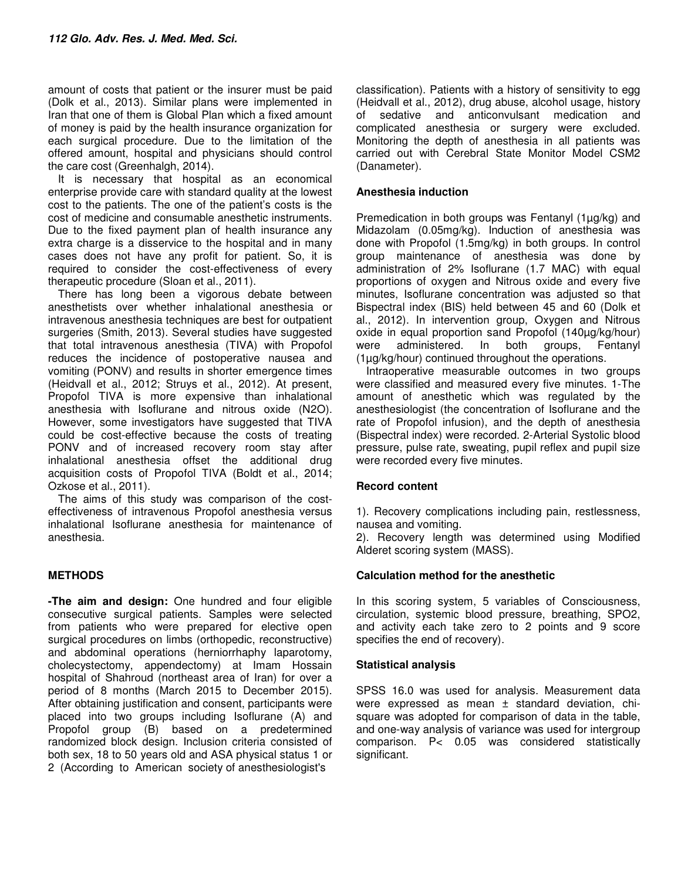amount of costs that patient or the insurer must be paid (Dolk et al., 2013). Similar plans were implemented in Iran that one of them is Global Plan which a fixed amount of money is paid by the health insurance organization for each surgical procedure. Due to the limitation of the offered amount, hospital and physicians should control the care cost (Greenhalgh, 2014).

It is necessary that hospital as an economical enterprise provide care with standard quality at the lowest cost to the patients. The one of the patient's costs is the cost of medicine and consumable anesthetic instruments. Due to the fixed payment plan of health insurance any extra charge is a disservice to the hospital and in many cases does not have any profit for patient. So, it is required to consider the cost-effectiveness of every therapeutic procedure (Sloan et al., 2011).

There has long been a vigorous debate between anesthetists over whether inhalational anesthesia or intravenous anesthesia techniques are best for outpatient surgeries (Smith, 2013). Several studies have suggested that total intravenous anesthesia (TIVA) with Propofol reduces the incidence of postoperative nausea and vomiting (PONV) and results in shorter emergence times (Heidvall et al., 2012; Struys et al., 2012). At present, Propofol TIVA is more expensive than inhalational anesthesia with Isoflurane and nitrous oxide ($N_2O$). However, some investigators have suggested that TIVA could be cost-effective because the costs of treating PONV and of increased recovery room stay after inhalational anesthesia offset the additional drug acquisition costs of Propofol TIVA (Boldt et al., 2014; Ozkose et al., 2011).

The aims of this study was comparison of the cost-effectiveness of intravenous Propofol anesthesia versus inhalational Isoflurane anesthesia for maintenance of anesthesia.

## METHODS

**-The aim and design:** One hundred and four eligible consecutive surgical patients. Samples were selected from patients who were prepared for elective open surgical procedures on limbs (orthopedic, reconstructive) and abdominal operations (herniorrhaphy laparotomy, cholecystectomy, appendectomy) at Imam Hossain hospital of Shahroud (northeast area of Iran) for over a period of 8 months (March 2015 to December 2015). After obtaining justification and consent, participants were placed into two groups including Isoflurane (A) and Propofol group (B) based on a predetermined randomized block design. Inclusion criteria consisted of both sex, 18 to 50 years old and ASA physical status 1 or 2 (According to American society of anesthesiologist's classification). Patients with a history of sensitivity to egg (Heidvall et al., 2012), drug abuse, alcohol usage, history of sedative and anticonvulsant medication and complicated anesthesia or surgery were excluded. Monitoring the depth of anesthesia in all patients was carried out with Cerebral State Monitor Model CSM2 (Danameter).

### Anesthesia induction

Premedication in both groups was Fentanyl (1µg/kg) and Midazolam (0.05mg/kg). Induction of anesthesia was done with Propofol (1.5mg/kg) in both groups. In control group maintenance of anesthesia was done by administration of 2% Isoflurane (1.7 MAC) with equal proportions of oxygen and Nitrous oxide and every five minutes, Isoflurane concentration was adjusted so that Bispectral index (BIS) held between 45 and 60 (Dolk et al., 2012). In intervention group, Oxygen and Nitrous oxide in equal proportion sand Propofol (140µg/kg/hour) were administered. In both groups, Fentanyl (1µg/kg/hour) continued throughout the operations.

Intraoperative measurable outcomes in two groups were classified and measured every five minutes. 1-The amount of anesthetic which was regulated by the anesthesiologist (the concentration of Isoflurane and the rate of Propofol infusion), and the depth of anesthesia (Bispectral index) were recorded. 2-Arterial Systolic blood pressure, pulse rate, sweating, pupil reflex and pupil size were recorded every five minutes.

### Record content

1). Recovery complications including pain, restlessness, nausea and vomiting.

2). Recovery length was determined using Modified Alderet scoring system (MASS).

### Calculation method for the anesthetic

In this scoring system, 5 variables of Consciousness, circulation, systemic blood pressure, breathing, SPO2, and activity each take zero to 2 points and 9 score specifies the end of recovery).

### Statistical analysis

SPSS 16.0 was used for analysis. Measurement data were expressed as mean ± standard deviation, chi-square was adopted for comparison of data in the table, and one-way analysis of variance was used for intergroup comparison. $P < 0.05$ was considered statistically significant.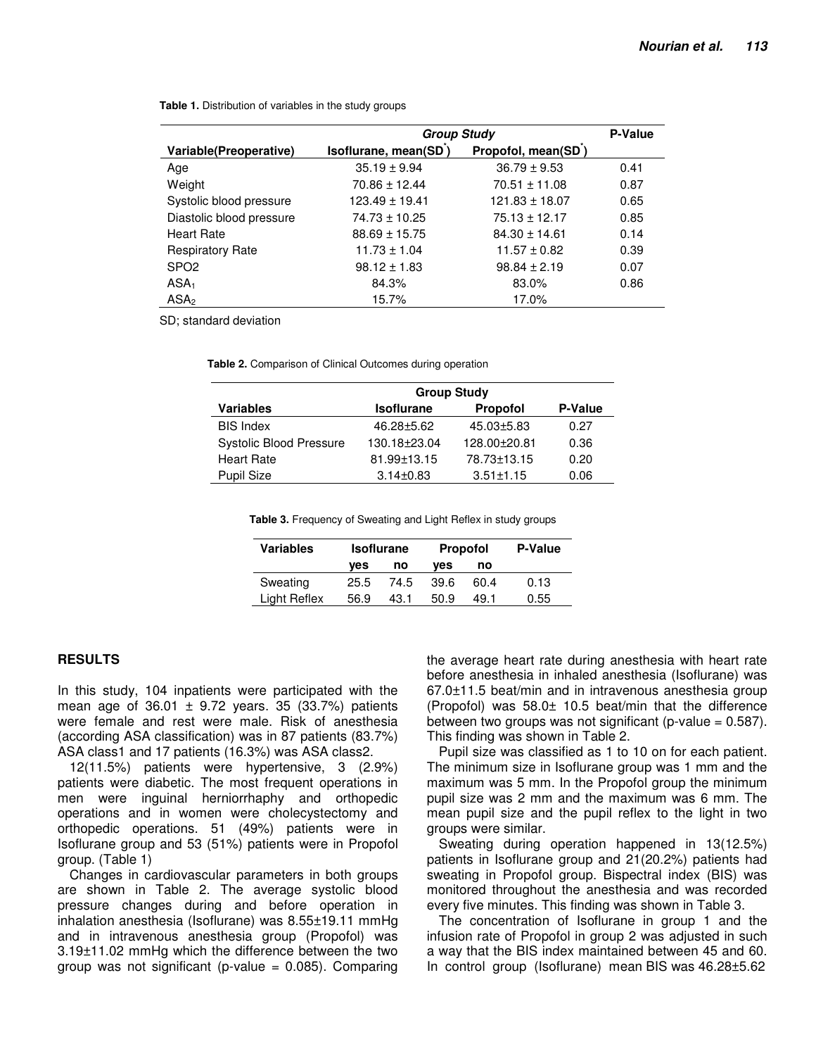**Table 1.** Distribution of variables in the study groups

| Variable(Preoperative) | Group Study | | P-Value |
|---|---|---|---|
| | Isoflurane, mean(SD*) | Propofol, mean(SD*) | |
| Age | 35.19 ± 9.94 | 36.79 ± 9.53 | 0.41 |
| Weight | 70.86 ± 12.44 | 70.51 ± 11.08 | 0.87 |
| Systolic blood pressure | 123.49 ± 19.41 | 121.83 ± 18.07 | 0.65 |
| Diastolic blood pressure | 74.73 ± 10.25 | 75.13 ± 12.17 | 0.85 |
| Heart Rate | 88.69 ± 15.75 | 84.30 ± 14.61 | 0.14 |
| Respiratory Rate | 11.73 ± 1.04 | 11.57 ± 0.82 | 0.39 |
| SPO2 | 98.12 ± 1.83 | 98.84 ± 2.19 | 0.07 |
| $ASA_1$ | 84.3% | 83.0% | 0.86 |
| $ASA_2$ | 15.7% | 17.0% | |

SD; standard deviation

**Table 2.** Comparison of Clinical Outcomes during operation

| Variables | Group Study | | P-Value |
|---|---|---|---|
| | Isoflurane | Propofol | |
| BIS Index | 46.28±5.62 | 45.03±5.83 | 0.27 |
| Systolic Blood Pressure | 130.18±23.04 | 128.00±20.81 | 0.36 |
| Heart Rate | 81.99±13.15 | 78.73±13.15 | 0.20 |
| Pupil Size | 3.14±0.83 | 3.51±1.15 | 0.06 |

**Table 3.** Frequency of Sweating and Light Reflex in study groups

| Variables | Isoflurane | | Propofol | | P-Value |
|---|---|---|---|---|---|
| | yes | no | yes | no | |
| Sweating | 25.5 | 74.5 | 39.6 | 60.4 | 0.13 |
| Light Reflex | 56.9 | 43.1 | 50.9 | 49.1 | 0.55 |

## RESULTS

In this study, 104 inpatients were participated with the mean age of 36.01 ± 9.72 years. 35 (33.7%) patients were female and rest were male. Risk of anesthesia (according ASA classification) was in 87 patients (83.7%) ASA class1 and 17 patients (16.3%) was ASA class2.

12(11.5%) patients were hypertensive, 3 (2.9%) patients were diabetic. The most frequent operations in men were inguinal herniorrhaphy and orthopedic operations and in women were cholecystectomy and orthopedic operations. 51 (49%) patients were in Isoflurane group and 53 (51%) patients were in Propofol group. (Table 1)

Changes in cardiovascular parameters in both groups are shown in Table 2. The average systolic blood pressure changes during and before operation in inhalation anesthesia (Isoflurane) was 8.55±19.11 mmHg and in intravenous anesthesia group (Propofol) was 3.19±11.02 mmHg which the difference between the two group was not significant (p-value = 0.085). Comparing the average heart rate during anesthesia with heart rate before anesthesia in inhaled anesthesia (Isoflurane) was 67.0±11.5 beat/min and in intravenous anesthesia group (Propofol) was 58.0± 10.5 beat/min that the difference between two groups was not significant (p-value = 0.587). This finding was shown in Table 2.

Pupil size was classified as 1 to 10 on for each patient. The minimum size in Isoflurane group was 1 mm and the maximum was 5 mm. In the Propofol group the minimum pupil size was 2 mm and the maximum was 6 mm. The mean pupil size and the pupil reflex to the light in two groups were similar.

Sweating during operation happened in 13(12.5%) patients in Isoflurane group and 21(20.2%) patients had sweating in Propofol group. Bispectral index (BIS) was monitored throughout the anesthesia and was recorded every five minutes. This finding was shown in Table 3.

The concentration of Isoflurane in group 1 and the infusion rate of Propofol in group 2 was adjusted in such a way that the BIS index maintained between 45 and 60. In control group (Isoflurane) mean BIS was 46.28±5.62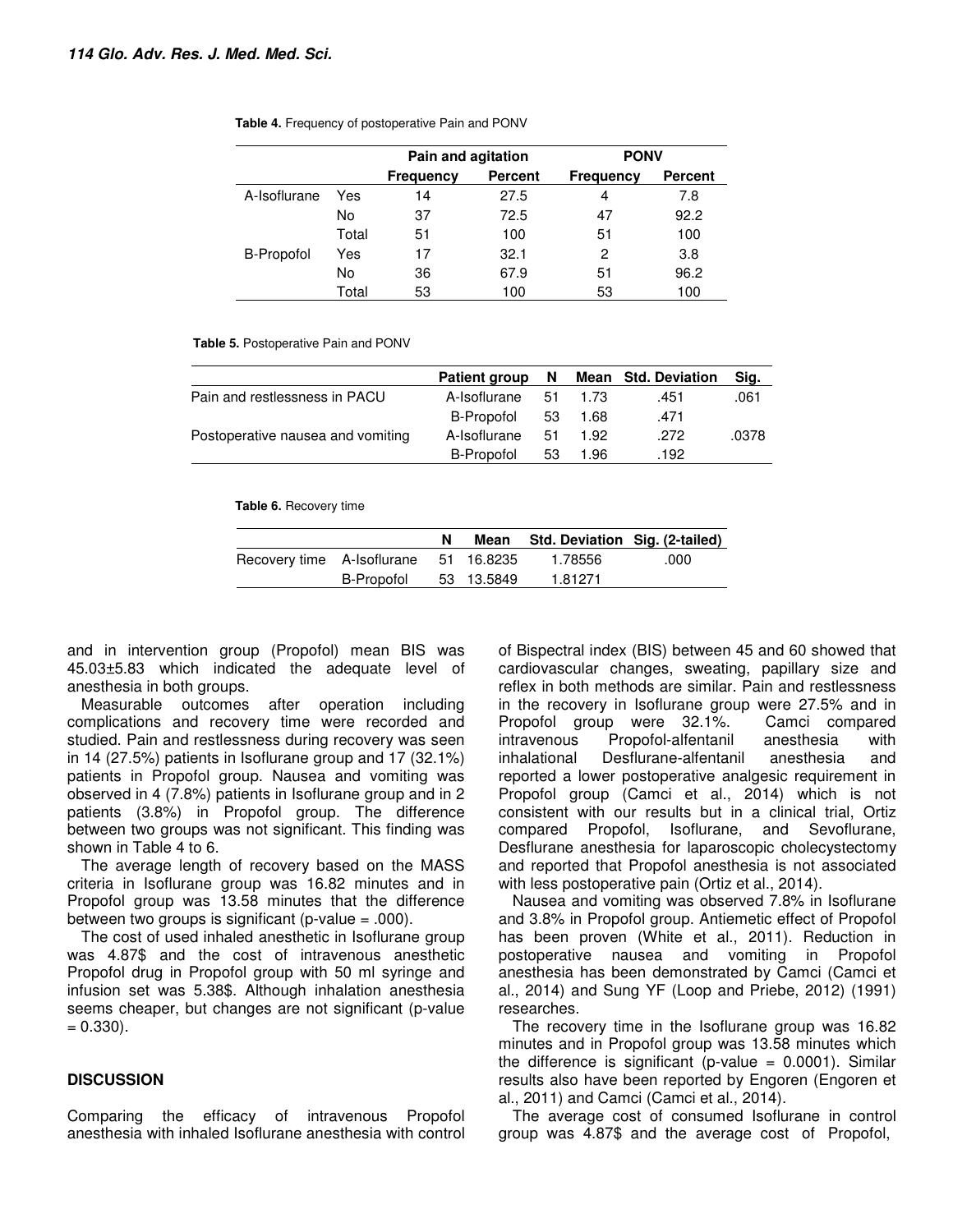**Table 4.** Frequency of postoperative Pain and PONV

| | | Pain and agitation | | PONV | |
|---|---|---|---|---|---|
| | | Frequency | Percent | Frequency | Percent |
| A-Isoflurane | Yes | 14 | 27.5 | 4 | 7.8 |
| | No | 37 | 72.5 | 47 | 92.2 |
| | Total | 51 | 100 | 51 | 100 |
| B-Propofol | Yes | 17 | 32.1 | 2 | 3.8 |
| | No | 36 | 67.9 | 51 | 96.2 |
| | Total | 53 | 100 | 53 | 100 |

**Table 5.** Postoperative Pain and PONV

| | Patient group | N | Mean | Std. Deviation | Sig. |
|---|---|---|---|---|---|
| Pain and restlessness in PACU | A-Isoflurane | 51 | 1.73 | .451 | .061 |
| | B-Propofol | 53 | 1.68 | .471 | |
| Postoperative nausea and vomiting | A-Isoflurane | 51 | 1.92 | .272 | .0378 |
| | B-Propofol | 53 | 1.96 | .192 | |

**Table 6.** Recovery time

| | | N | Mean | Std. Deviation | Sig. (2-tailed) |
|---|---|---|---|---|---|
| Recovery time | A-Isoflurane | 51 | 16.8235 | 1.78556 | .000 |
| | B-Propofol | 53 | 13.5849 | 1.81271 | |

and in intervention group (Propofol) mean BIS was 45.03±5.83 which indicated the adequate level of anesthesia in both groups.

Measurable outcomes after operation including complications and recovery time were recorded and studied. Pain and restlessness during recovery was seen in 14 (27.5%) patients in Isoflurane group and 17 (32.1%) patients in Propofol group. Nausea and vomiting was observed in 4 (7.8%) patients in Isoflurane group and in 2 patients (3.8%) in Propofol group. The difference between two groups was not significant. This finding was shown in Table 4 to 6.

The average length of recovery based on the MASS criteria in Isoflurane group was 16.82 minutes and in Propofol group was 13.58 minutes that the difference between two groups is significant (p-value = .000).

The cost of used inhaled anesthetic in Isoflurane group was 4.87$ and the cost of intravenous anesthetic Propofol drug in Propofol group with 50 ml syringe and infusion set was 5.38$. Although inhalation anesthesia seems cheaper, but changes are not significant (p-value = 0.330).

## DISCUSSION

Comparing the efficacy of intravenous Propofol anesthesia with inhaled Isoflurane anesthesia with control of Bispectral index (BIS) between 45 and 60 showed that cardiovascular changes, sweating, papillary size and reflex in both methods are similar. Pain and restlessness in the recovery in Isoflurane group were 27.5% and in Propofol group were 32.1%. Camci compared intravenous Propofol-alfentanil anesthesia with inhalational Desflurane-alfentanil anesthesia and reported a lower postoperative analgesic requirement in Propofol group (Camci et al., 2014) which is not consistent with our results but in a clinical trial, Ortiz compared Propofol, Isoflurane, and Sevoflurane, Desflurane anesthesia for laparoscopic cholecystectomy and reported that Propofol anesthesia is not associated with less postoperative pain (Ortiz et al., 2014).

Nausea and vomiting was observed 7.8% in Isoflurane and 3.8% in Propofol group. Antiemetic effect of Propofol has been proven (White et al., 2011). Reduction in postoperative nausea and vomiting in Propofol anesthesia has been demonstrated by Camci (Camci et al., 2014) and Sung YF (Loop and Priebe, 2012) (1991) researches.

The recovery time in the Isoflurane group was 16.82 minutes and in Propofol group was 13.58 minutes which the difference is significant (p-value = 0.0001). Similar results also have been reported by Engoren (Engoren et al., 2011) and Camci (Camci et al., 2014).

The average cost of consumed Isoflurane in control group was 4.87$ and the average cost of Propofol,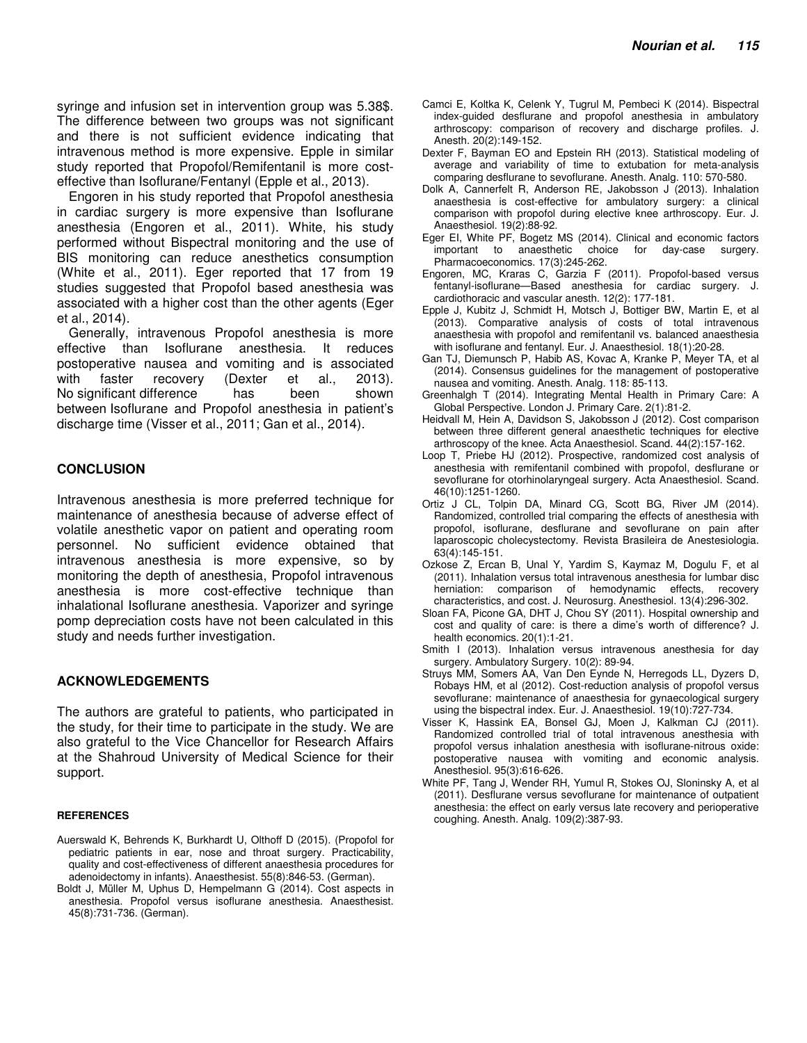syringe and infusion set in intervention group was 5.38$. The difference between two groups was not significant and there is not sufficient evidence indicating that intravenous method is more expensive. Epple in similar study reported that Propofol/Remifentanil is more cost-effective than Isoflurane/Fentanyl (Epple et al., 2013).

Engoren in his study reported that Propofol anesthesia in cardiac surgery is more expensive than Isoflurane anesthesia (Engoren et al., 2011). White, his study performed without Bispectral monitoring and the use of BIS monitoring can reduce anesthetics consumption (White et al., 2011). Eger reported that 17 from 19 studies suggested that Propofol based anesthesia was associated with a higher cost than the other agents (Eger et al., 2014).

Generally, intravenous Propofol anesthesia is more effective than Isoflurane anesthesia. It reduces postoperative nausea and vomiting and is associated with faster recovery (Dexter et al., 2013). No significant difference has been shown between Isoflurane and Propofol anesthesia in patient's discharge time (Visser et al., 2011; Gan et al., 2014).

## CONCLUSION

Intravenous anesthesia is more preferred technique for maintenance of anesthesia because of adverse effect of volatile anesthetic vapor on patient and operating room personnel. No sufficient evidence obtained that intravenous anesthesia is more expensive, so by monitoring the depth of anesthesia, Propofol intravenous anesthesia is more cost-effective technique than inhalational Isoflurane anesthesia. Vaporizer and syringe pomp depreciation costs have not been calculated in this study and needs further investigation.

## ACKNOWLEDGEMENTS

The authors are grateful to patients, who participated in the study, for their time to participate in the study. We are also grateful to the Vice Chancellor for Research Affairs at the Shahroud University of Medical Science for their support.

## REFERENCES

Auerswald K, Behrends K, Burkhardt U, Olthoff D (2015). (Propofol for pediatric patients in ear, nose and throat surgery. Practicability, quality and cost-effectiveness of different anaesthesia procedures for adenoidectomy in infants). Anaesthesist. 55(8):846-53. (German).

Boldt J, Müller M, Uphus D, Hempelmann G (2014). Cost aspects in anesthesia. Propofol versus isoflurane anesthesia. Anaesthesist. 45(8):731-736. (German).

Camci E, Koltka K, Celenk Y, Tugrul M, Pembeci K (2014). Bispectral index-guided desflurane and propofol anesthesia in ambulatory arthroscopy: comparison of recovery and discharge profiles. J. Anesth. 20(2):149-152.

Dexter F, Bayman EO and Epstein RH (2013). Statistical modeling of average and variability of time to extubation for meta-analysis comparing desflurane to sevoflurane. Anesth. Analg. 110: 570-580.

Dolk A, Cannerfelt R, Anderson RE, Jakobsson J (2013). Inhalation anaesthesia is cost-effective for ambulatory surgery: a clinical comparison with propofol during elective knee arthroscopy. Eur. J. Anaesthesiol. 19(2):88-92.

Eger EI, White PF, Bogetz MS (2014). Clinical and economic factors important to anaesthetic choice for day-case surgery. Pharmacoeconomics. 17(3):245-262.

Engoren, MC, Kraras C, Garzia F (2011). Propofol-based versus fentanyl-isoflurane—Based anesthesia for cardiac surgery. J. cardiothoracic and vascular anesth. 12(2): 177-181.

Epple J, Kubitz J, Schmidt H, Motsch J, Bottiger BW, Martin E, et al (2013). Comparative analysis of costs of total intravenous anaesthesia with propofol and remifentanil vs. balanced anaesthesia with isoflurane and fentanyl. Eur. J. Anaesthesiol. 18(1):20-28.

Gan TJ, Diemunsch P, Habib AS, Kovac A, Kranke P, Meyer TA, et al (2014). Consensus guidelines for the management of postoperative nausea and vomiting. Anesth. Analg. 118: 85-113.

Greenhalgh T (2014). Integrating Mental Health in Primary Care: A Global Perspective. London J. Primary Care. 2(1):81-2.

Heidvall M, Hein A, Davidson S, Jakobsson J (2012). Cost comparison between three different general anaesthetic techniques for elective arthroscopy of the knee. Acta Anaesthesiol. Scand. 44(2):157-162.

Loop T, Priebe HJ (2012). Prospective, randomized cost analysis of anesthesia with remifentanil combined with propofol, desflurane or sevoflurane for otorhinolaryngeal surgery. Acta Anaesthesiol. Scand. 46(10):1251-1260.

Ortiz J CL, Tolpin DA, Minard CG, Scott BG, River JM (2014). Randomized, controlled trial comparing the effects of anesthesia with propofol, isoflurane, desflurane and sevoflurane on pain after laparoscopic cholecystectomy. Revista Brasileira de Anestesiologia. 63(4):145-151.

Ozkose Z, Ercan B, Unal Y, Yardim S, Kaymaz M, Dogulu F, et al (2011). Inhalation versus total intravenous anesthesia for lumbar disc herniation: comparison of hemodynamic effects, recovery characteristics, and cost. J. Neurosurg. Anesthesiol. 13(4):296-302.

Sloan FA, Picone GA, DHT J, Chou SY (2011). Hospital ownership and cost and quality of care: is there a dime's worth of difference? J. health economics. 20(1):1-21.

Smith I (2013). Inhalation versus intravenous anesthesia for day surgery. Ambulatory Surgery. 10(2): 89-94.

Struys MM, Somers AA, Van Den Eynde N, Herregods LL, Dyzers D, Robays HM, et al (2012). Cost-reduction analysis of propofol versus sevoflurane: maintenance of anaesthesia for gynaecological surgery using the bispectral index. Eur. J. Anaesthesiol. 19(10):727-734.

Visser K, Hassink EA, Bonsel GJ, Moen J, Kalkman CJ (2011). Randomized controlled trial of total intravenous anesthesia with propofol versus inhalation anesthesia with isoflurane-nitrous oxide: postoperative nausea with vomiting and economic analysis. Anesthesiol. 95(3):616-626.

White PF, Tang J, Wender RH, Yumul R, Stokes OJ, Sloninsky A, et al (2011). Desflurane versus sevoflurane for maintenance of outpatient anesthesia: the effect on early versus late recovery and perioperative coughing. Anesth. Analg. 109(2):387-93.